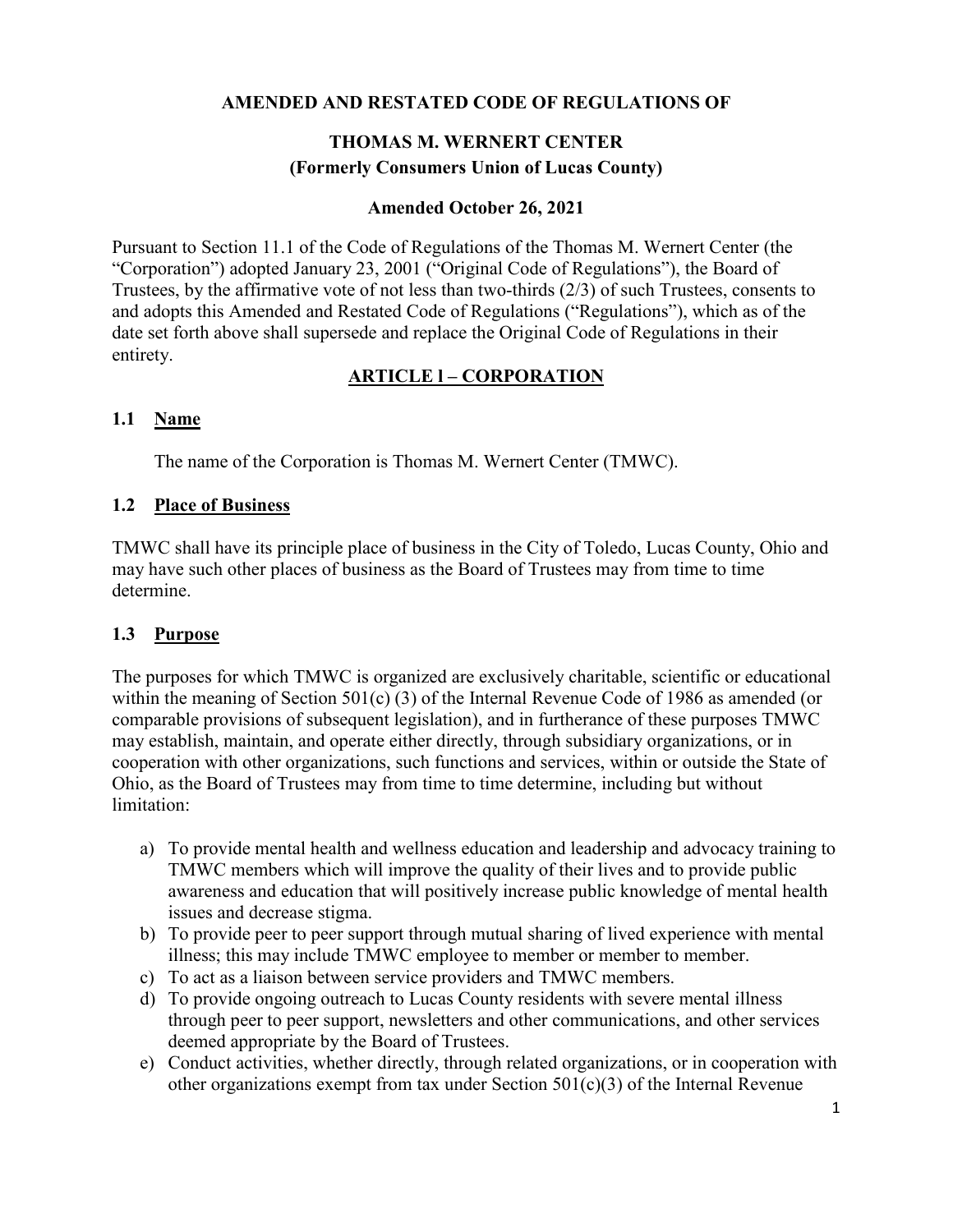**AMENDED AND RESTATED CODE OF REGULATIONS OF**

# THOMAS M. WERNERT CENTER
**(Formerly Consumers Union of Lucas County)**

**Amended October 26, 2021**

Pursuant to Section 11.1 of the Code of Regulations of the Thomas M. Wernert Center (the "Corporation") adopted January 23, 2001 ("Original Code of Regulations"), the Board of Trustees, by the affirmative vote of not less than two-thirds (2/3) of such Trustees, consents to and adopts this Amended and Restated Code of Regulations ("Regulations"), which as of the date set forth above shall supersede and replace the Original Code of Regulations in their entirety.

## ARTICLE l – CORPORATION

### 1.1 Name

The name of the Corporation is Thomas M. Wernert Center (TMWC).

### 1.2 Place of Business

TMWC shall have its principle place of business in the City of Toledo, Lucas County, Ohio and may have such other places of business as the Board of Trustees may from time to time determine.

### 1.3 Purpose

The purposes for which TMWC is organized are exclusively charitable, scientific or educational within the meaning of Section 501(c) (3) of the Internal Revenue Code of 1986 as amended (or comparable provisions of subsequent legislation), and in furtherance of these purposes TMWC may establish, maintain, and operate either directly, through subsidiary organizations, or in cooperation with other organizations, such functions and services, within or outside the State of Ohio, as the Board of Trustees may from time to time determine, including but without limitation:

a) To provide mental health and wellness education and leadership and advocacy training to TMWC members which will improve the quality of their lives and to provide public awareness and education that will positively increase public knowledge of mental health issues and decrease stigma.
b) To provide peer to peer support through mutual sharing of lived experience with mental illness; this may include TMWC employee to member or member to member.
c) To act as a liaison between service providers and TMWC members.
d) To provide ongoing outreach to Lucas County residents with severe mental illness through peer to peer support, newsletters and other communications, and other services deemed appropriate by the Board of Trustees.
e) Conduct activities, whether directly, through related organizations, or in cooperation with other organizations exempt from tax under Section 501(c)(3) of the Internal Revenue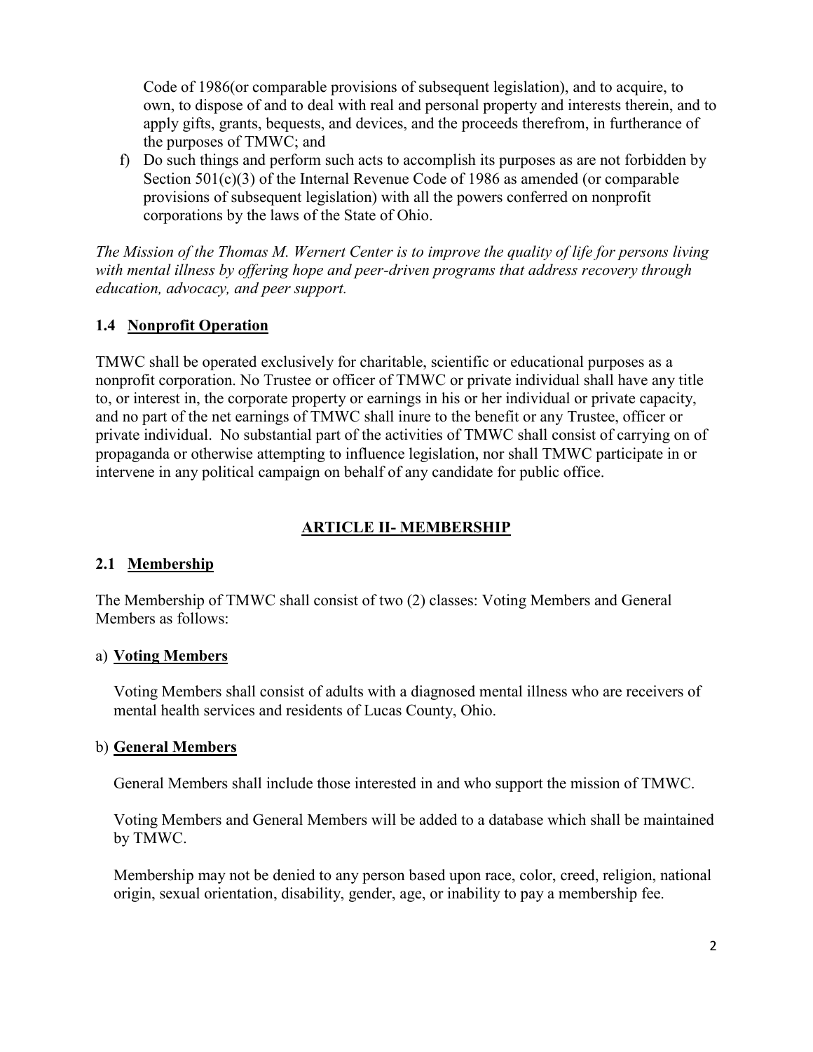Code of 1986(or comparable provisions of subsequent legislation), and to acquire, to own, to dispose of and to deal with real and personal property and interests therein, and to apply gifts, grants, bequests, and devices, and the proceeds therefrom, in furtherance of the purposes of TMWC; and

f) Do such things and perform such acts to accomplish its purposes as are not forbidden by Section 501(c)(3) of the Internal Revenue Code of 1986 as amended (or comparable provisions of subsequent legislation) with all the powers conferred on nonprofit corporations by the laws of the State of Ohio.

*The Mission of the Thomas M. Wernert Center is to improve the quality of life for persons living with mental illness by offering hope and peer-driven programs that address recovery through education, advocacy, and peer support.*

### 1.4 Nonprofit Operation

TMWC shall be operated exclusively for charitable, scientific or educational purposes as a nonprofit corporation. No Trustee or officer of TMWC or private individual shall have any title to, or interest in, the corporate property or earnings in his or her individual or private capacity, and no part of the net earnings of TMWC shall inure to the benefit or any Trustee, officer or private individual. No substantial part of the activities of TMWC shall consist of carrying on of propaganda or otherwise attempting to influence legislation, nor shall TMWC participate in or intervene in any political campaign on behalf of any candidate for public office.

## ARTICLE II- MEMBERSHIP

### 2.1 Membership

The Membership of TMWC shall consist of two (2) classes: Voting Members and General Members as follows:

a) **Voting Members**

Voting Members shall consist of adults with a diagnosed mental illness who are receivers of mental health services and residents of Lucas County, Ohio.

b) **General Members**

General Members shall include those interested in and who support the mission of TMWC.

Voting Members and General Members will be added to a database which shall be maintained by TMWC.

Membership may not be denied to any person based upon race, color, creed, religion, national origin, sexual orientation, disability, gender, age, or inability to pay a membership fee.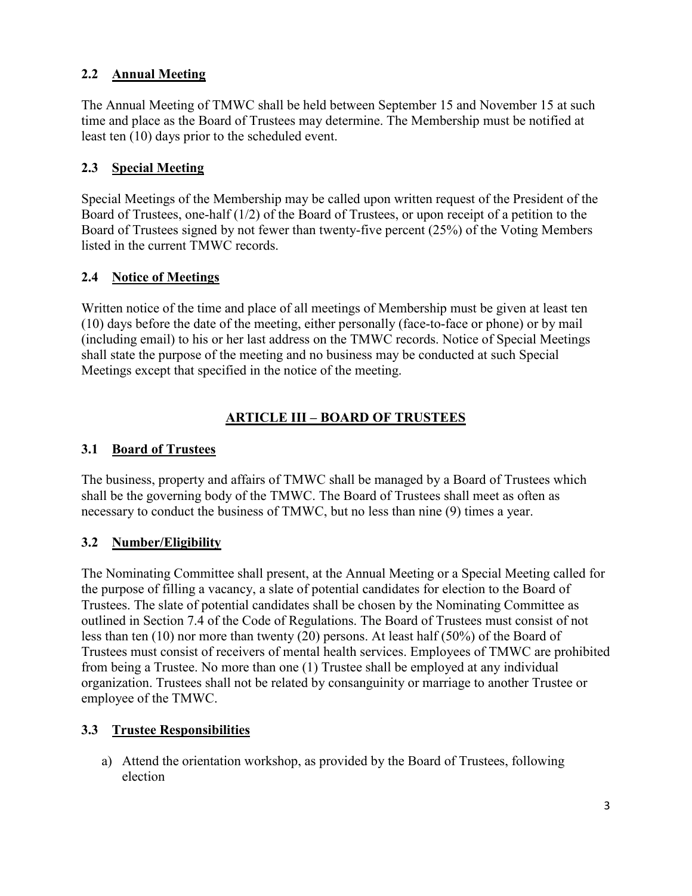### 2.2 Annual Meeting

The Annual Meeting of TMWC shall be held between September 15 and November 15 at such time and place as the Board of Trustees may determine. The Membership must be notified at least ten (10) days prior to the scheduled event.

### 2.3 Special Meeting

Special Meetings of the Membership may be called upon written request of the President of the Board of Trustees, one-half (1/2) of the Board of Trustees, or upon receipt of a petition to the Board of Trustees signed by not fewer than twenty-five percent (25%) of the Voting Members listed in the current TMWC records.

### 2.4 Notice of Meetings

Written notice of the time and place of all meetings of Membership must be given at least ten (10) days before the date of the meeting, either personally (face-to-face or phone) or by mail (including email) to his or her last address on the TMWC records. Notice of Special Meetings shall state the purpose of the meeting and no business may be conducted at such Special Meetings except that specified in the notice of the meeting.

## ARTICLE III – BOARD OF TRUSTEES

### 3.1 Board of Trustees

The business, property and affairs of TMWC shall be managed by a Board of Trustees which shall be the governing body of the TMWC. The Board of Trustees shall meet as often as necessary to conduct the business of TMWC, but no less than nine (9) times a year.

### 3.2 Number/Eligibility

The Nominating Committee shall present, at the Annual Meeting or a Special Meeting called for the purpose of filling a vacancy, a slate of potential candidates for election to the Board of Trustees. The slate of potential candidates shall be chosen by the Nominating Committee as outlined in Section 7.4 of the Code of Regulations. The Board of Trustees must consist of not less than ten (10) nor more than twenty (20) persons. At least half (50%) of the Board of Trustees must consist of receivers of mental health services. Employees of TMWC are prohibited from being a Trustee. No more than one (1) Trustee shall be employed at any individual organization. Trustees shall not be related by consanguinity or marriage to another Trustee or employee of the TMWC.

### 3.3 Trustee Responsibilities

a) Attend the orientation workshop, as provided by the Board of Trustees, following election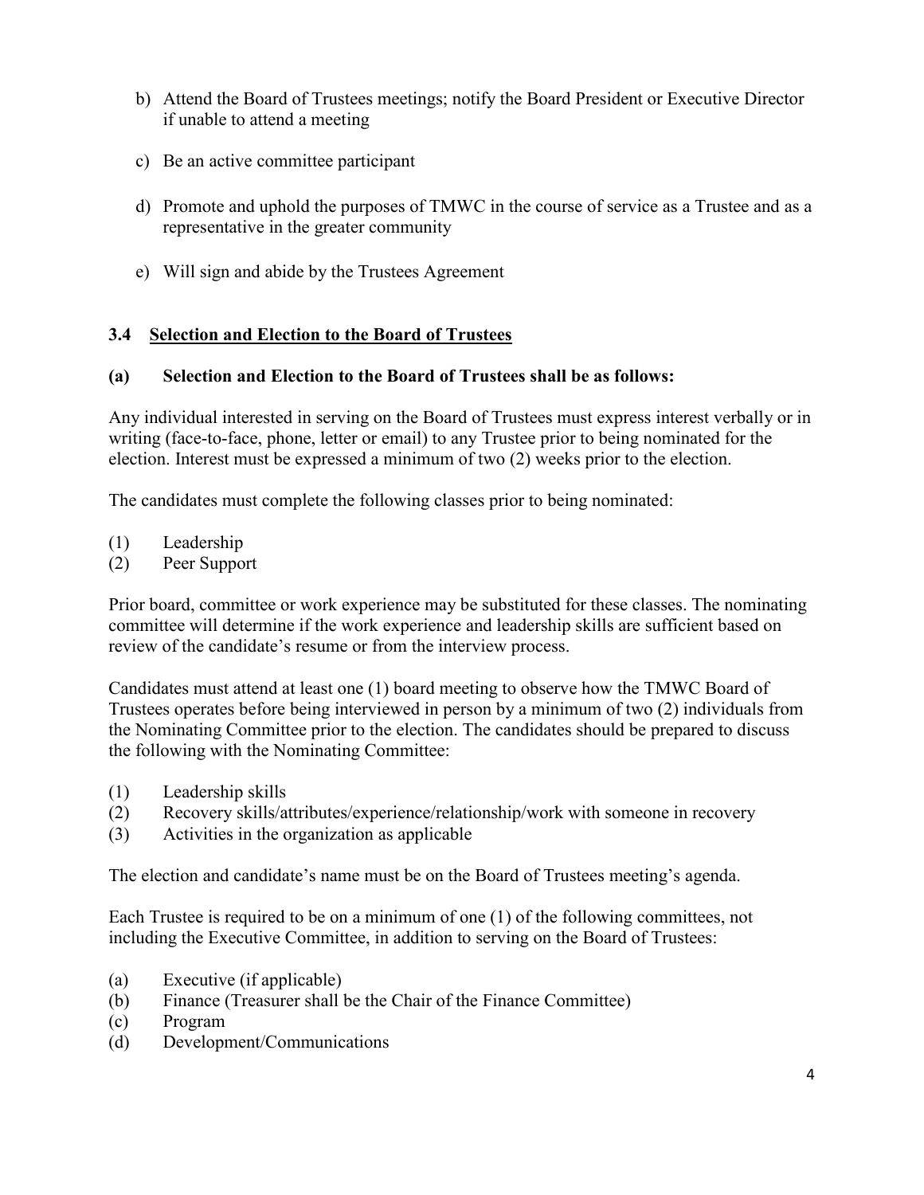b) Attend the Board of Trustees meetings; notify the Board President or Executive Director if unable to attend a meeting

c) Be an active committee participant

d) Promote and uphold the purposes of TMWC in the course of service as a Trustee and as a representative in the greater community

e) Will sign and abide by the Trustees Agreement

### 3.4 Selection and Election to the Board of Trustees

**(a) Selection and Election to the Board of Trustees shall be as follows:**

Any individual interested in serving on the Board of Trustees must express interest verbally or in writing (face-to-face, phone, letter or email) to any Trustee prior to being nominated for the election. Interest must be expressed a minimum of two (2) weeks prior to the election.

The candidates must complete the following classes prior to being nominated:

(1) Leadership
(2) Peer Support

Prior board, committee or work experience may be substituted for these classes. The nominating committee will determine if the work experience and leadership skills are sufficient based on review of the candidate's resume or from the interview process.

Candidates must attend at least one (1) board meeting to observe how the TMWC Board of Trustees operates before being interviewed in person by a minimum of two (2) individuals from the Nominating Committee prior to the election. The candidates should be prepared to discuss the following with the Nominating Committee:

(1) Leadership skills
(2) Recovery skills/attributes/experience/relationship/work with someone in recovery
(3) Activities in the organization as applicable

The election and candidate's name must be on the Board of Trustees meeting's agenda.

Each Trustee is required to be on a minimum of one (1) of the following committees, not including the Executive Committee, in addition to serving on the Board of Trustees:

(a) Executive (if applicable)
(b) Finance (Treasurer shall be the Chair of the Finance Committee)
(c) Program
(d) Development/Communications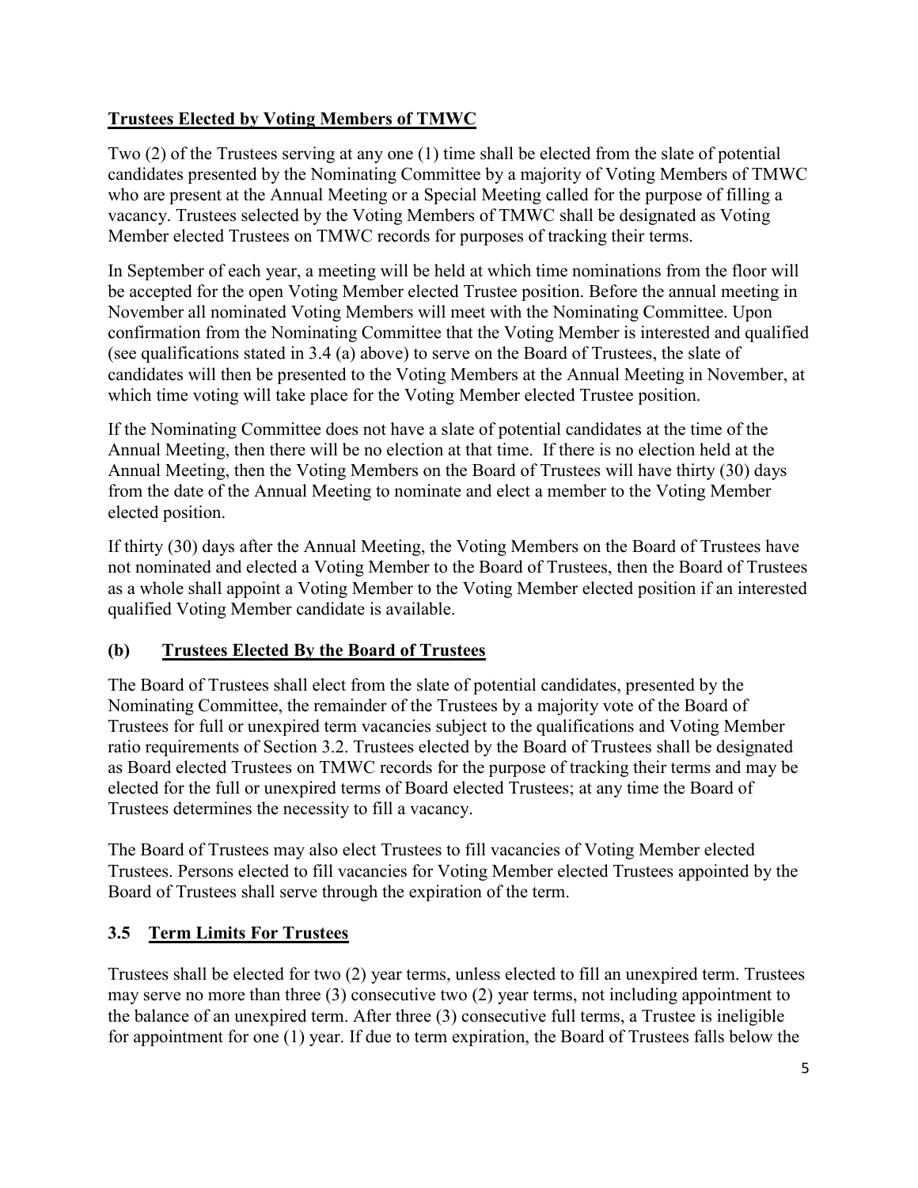**Trustees Elected by Voting Members of TMWC**

Two (2) of the Trustees serving at any one (1) time shall be elected from the slate of potential candidates presented by the Nominating Committee by a majority of Voting Members of TMWC who are present at the Annual Meeting or a Special Meeting called for the purpose of filling a vacancy. Trustees selected by the Voting Members of TMWC shall be designated as Voting Member elected Trustees on TMWC records for purposes of tracking their terms.

In September of each year, a meeting will be held at which time nominations from the floor will be accepted for the open Voting Member elected Trustee position. Before the annual meeting in November all nominated Voting Members will meet with the Nominating Committee. Upon confirmation from the Nominating Committee that the Voting Member is interested and qualified (see qualifications stated in 3.4 (a) above) to serve on the Board of Trustees, the slate of candidates will then be presented to the Voting Members at the Annual Meeting in November, at which time voting will take place for the Voting Member elected Trustee position.

If the Nominating Committee does not have a slate of potential candidates at the time of the Annual Meeting, then there will be no election at that time. If there is no election held at the Annual Meeting, then the Voting Members on the Board of Trustees will have thirty (30) days from the date of the Annual Meeting to nominate and elect a member to the Voting Member elected position.

If thirty (30) days after the Annual Meeting, the Voting Members on the Board of Trustees have not nominated and elected a Voting Member to the Board of Trustees, then the Board of Trustees as a whole shall appoint a Voting Member to the Voting Member elected position if an interested qualified Voting Member candidate is available.

### (b) Trustees Elected By the Board of Trustees

The Board of Trustees shall elect from the slate of potential candidates, presented by the Nominating Committee, the remainder of the Trustees by a majority vote of the Board of Trustees for full or unexpired term vacancies subject to the qualifications and Voting Member ratio requirements of Section 3.2. Trustees elected by the Board of Trustees shall be designated as Board elected Trustees on TMWC records for the purpose of tracking their terms and may be elected for the full or unexpired terms of Board elected Trustees; at any time the Board of Trustees determines the necessity to fill a vacancy.

The Board of Trustees may also elect Trustees to fill vacancies of Voting Member elected Trustees. Persons elected to fill vacancies for Voting Member elected Trustees appointed by the Board of Trustees shall serve through the expiration of the term.

## 3.5 Term Limits For Trustees

Trustees shall be elected for two (2) year terms, unless elected to fill an unexpired term. Trustees may serve no more than three (3) consecutive two (2) year terms, not including appointment to the balance of an unexpired term. After three (3) consecutive full terms, a Trustee is ineligible for appointment for one (1) year. If due to term expiration, the Board of Trustees falls below the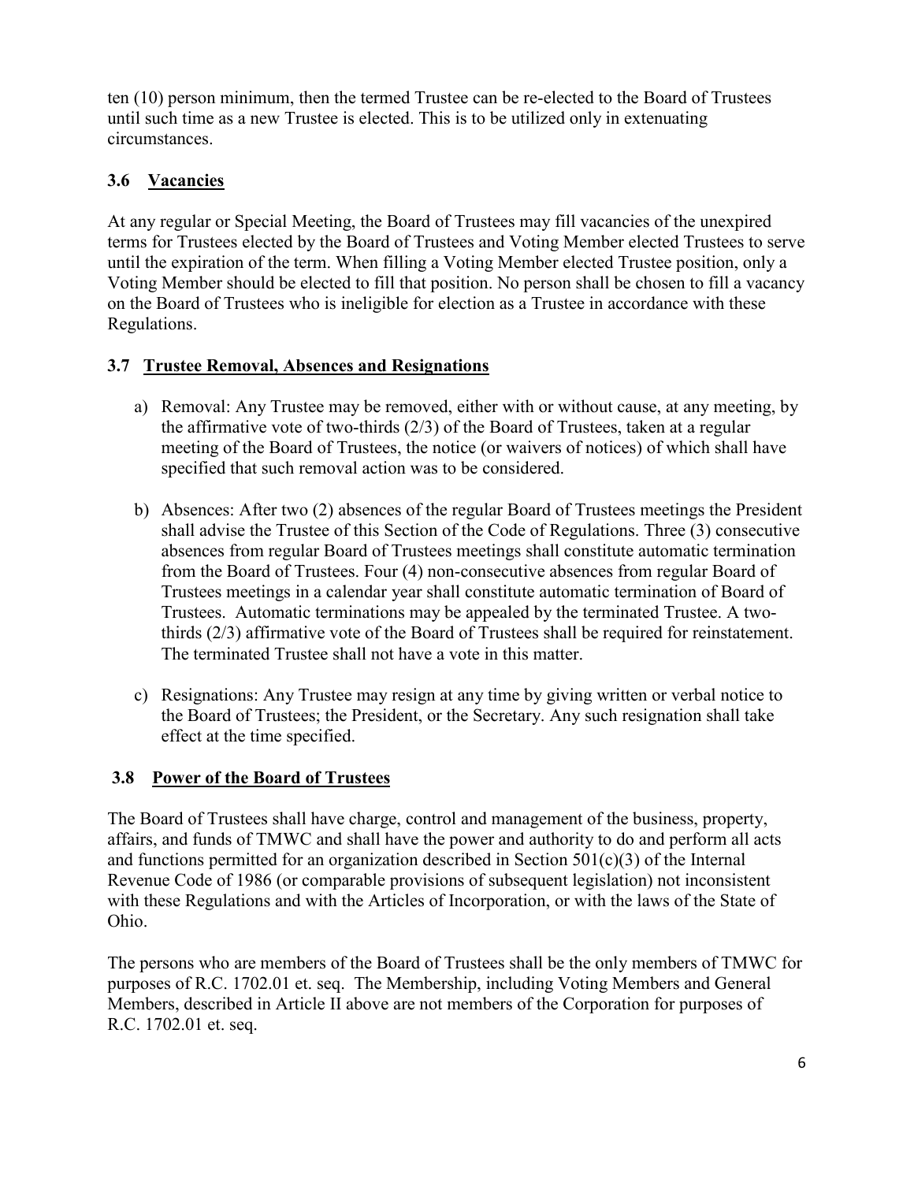ten (10) person minimum, then the termed Trustee can be re-elected to the Board of Trustees until such time as a new Trustee is elected. This is to be utilized only in extenuating circumstances.

### 3.6 Vacancies

At any regular or Special Meeting, the Board of Trustees may fill vacancies of the unexpired terms for Trustees elected by the Board of Trustees and Voting Member elected Trustees to serve until the expiration of the term. When filling a Voting Member elected Trustee position, only a Voting Member should be elected to fill that position. No person shall be chosen to fill a vacancy on the Board of Trustees who is ineligible for election as a Trustee in accordance with these Regulations.

### 3.7 Trustee Removal, Absences and Resignations

a) Removal: Any Trustee may be removed, either with or without cause, at any meeting, by the affirmative vote of two-thirds (2/3) of the Board of Trustees, taken at a regular meeting of the Board of Trustees, the notice (or waivers of notices) of which shall have specified that such removal action was to be considered.

b) Absences: After two (2) absences of the regular Board of Trustees meetings the President shall advise the Trustee of this Section of the Code of Regulations. Three (3) consecutive absences from regular Board of Trustees meetings shall constitute automatic termination from the Board of Trustees. Four (4) non-consecutive absences from regular Board of Trustees meetings in a calendar year shall constitute automatic termination of Board of Trustees. Automatic terminations may be appealed by the terminated Trustee. A two-thirds (2/3) affirmative vote of the Board of Trustees shall be required for reinstatement. The terminated Trustee shall not have a vote in this matter.

c) Resignations: Any Trustee may resign at any time by giving written or verbal notice to the Board of Trustees; the President, or the Secretary. Any such resignation shall take effect at the time specified.

### 3.8 Power of the Board of Trustees

The Board of Trustees shall have charge, control and management of the business, property, affairs, and funds of TMWC and shall have the power and authority to do and perform all acts and functions permitted for an organization described in Section 501(c)(3) of the Internal Revenue Code of 1986 (or comparable provisions of subsequent legislation) not inconsistent with these Regulations and with the Articles of Incorporation, or with the laws of the State of Ohio.

The persons who are members of the Board of Trustees shall be the only members of TMWC for purposes of R.C. 1702.01 et. seq. The Membership, including Voting Members and General Members, described in Article II above are not members of the Corporation for purposes of R.C. 1702.01 et. seq.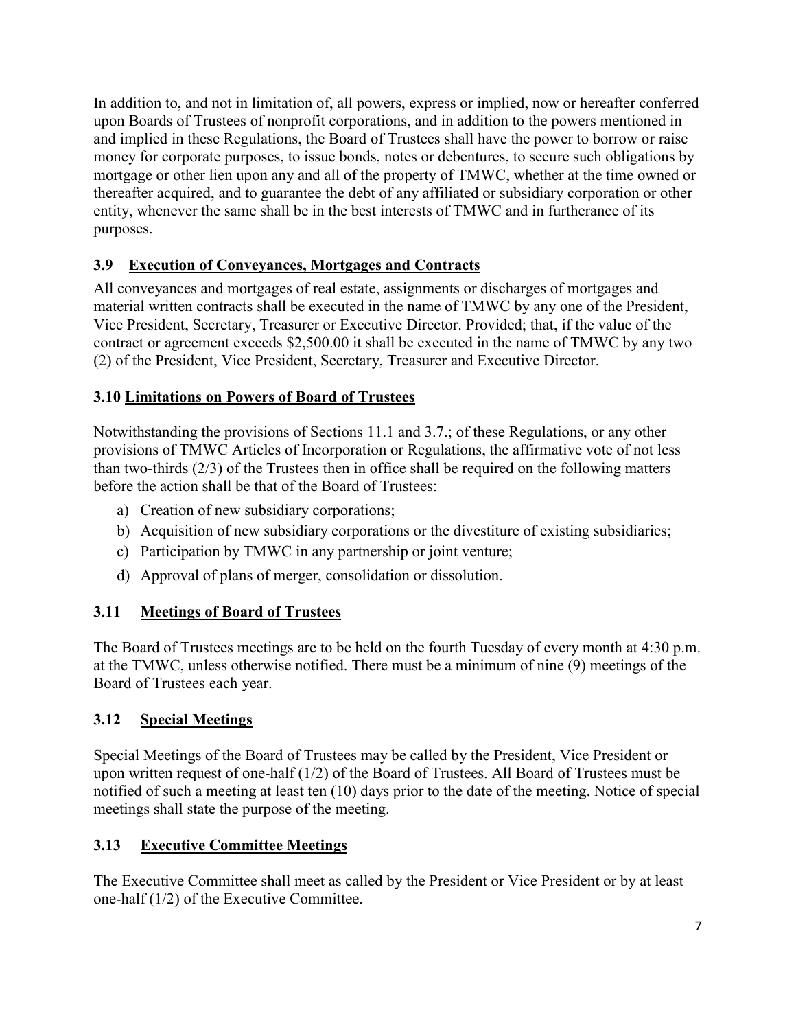In addition to, and not in limitation of, all powers, express or implied, now or hereafter conferred upon Boards of Trustees of nonprofit corporations, and in addition to the powers mentioned in and implied in these Regulations, the Board of Trustees shall have the power to borrow or raise money for corporate purposes, to issue bonds, notes or debentures, to secure such obligations by mortgage or other lien upon any and all of the property of TMWC, whether at the time owned or thereafter acquired, and to guarantee the debt of any affiliated or subsidiary corporation or other entity, whenever the same shall be in the best interests of TMWC and in furtherance of its purposes.

### 3.9 Execution of Conveyances, Mortgages and Contracts

All conveyances and mortgages of real estate, assignments or discharges of mortgages and material written contracts shall be executed in the name of TMWC by any one of the President, Vice President, Secretary, Treasurer or Executive Director. Provided; that, if the value of the contract or agreement exceeds $2,500.00 it shall be executed in the name of TMWC by any two (2) of the President, Vice President, Secretary, Treasurer and Executive Director.

### 3.10 Limitations on Powers of Board of Trustees

Notwithstanding the provisions of Sections 11.1 and 3.7.; of these Regulations, or any other provisions of TMWC Articles of Incorporation or Regulations, the affirmative vote of not less than two-thirds (2/3) of the Trustees then in office shall be required on the following matters before the action shall be that of the Board of Trustees:

a) Creation of new subsidiary corporations;
b) Acquisition of new subsidiary corporations or the divestiture of existing subsidiaries;
c) Participation by TMWC in any partnership or joint venture;
d) Approval of plans of merger, consolidation or dissolution.

### 3.11 Meetings of Board of Trustees

The Board of Trustees meetings are to be held on the fourth Tuesday of every month at 4:30 p.m. at the TMWC, unless otherwise notified. There must be a minimum of nine (9) meetings of the Board of Trustees each year.

### 3.12 Special Meetings

Special Meetings of the Board of Trustees may be called by the President, Vice President or upon written request of one-half (1/2) of the Board of Trustees. All Board of Trustees must be notified of such a meeting at least ten (10) days prior to the date of the meeting. Notice of special meetings shall state the purpose of the meeting.

### 3.13 Executive Committee Meetings

The Executive Committee shall meet as called by the President or Vice President or by at least one-half (1/2) of the Executive Committee.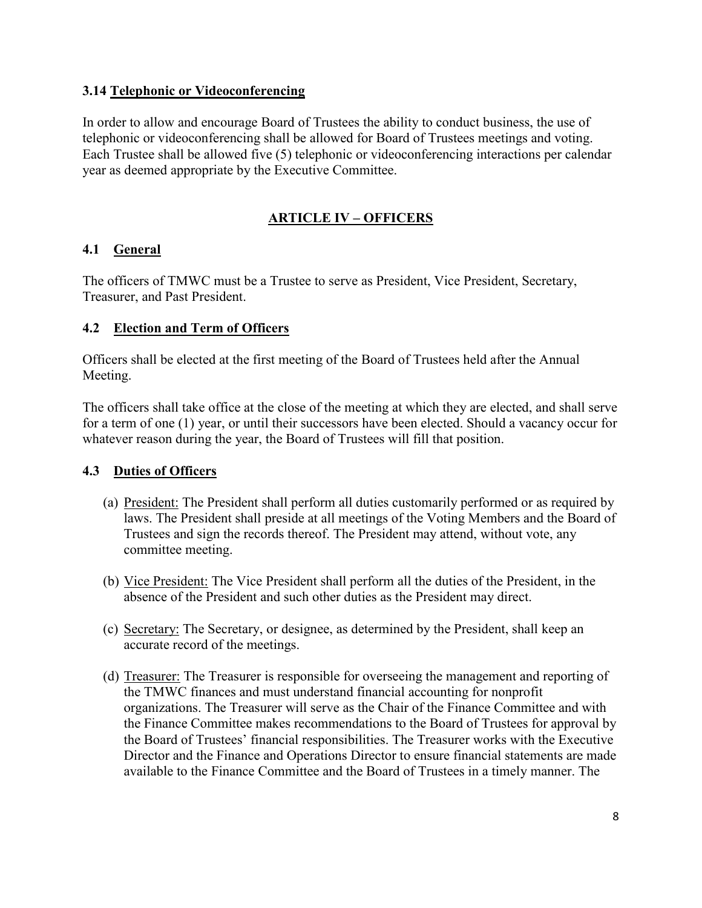### 3.14 Telephonic or Videoconferencing

In order to allow and encourage Board of Trustees the ability to conduct business, the use of telephonic or videoconferencing shall be allowed for Board of Trustees meetings and voting. Each Trustee shall be allowed five (5) telephonic or videoconferencing interactions per calendar year as deemed appropriate by the Executive Committee.

## ARTICLE IV – OFFICERS

### 4.1 General

The officers of TMWC must be a Trustee to serve as President, Vice President, Secretary, Treasurer, and Past President.

### 4.2 Election and Term of Officers

Officers shall be elected at the first meeting of the Board of Trustees held after the Annual Meeting.

The officers shall take office at the close of the meeting at which they are elected, and shall serve for a term of one (1) year, or until their successors have been elected. Should a vacancy occur for whatever reason during the year, the Board of Trustees will fill that position.

### 4.3 Duties of Officers

(a) President: The President shall perform all duties customarily performed or as required by laws. The President shall preside at all meetings of the Voting Members and the Board of Trustees and sign the records thereof. The President may attend, without vote, any committee meeting.

(b) Vice President: The Vice President shall perform all the duties of the President, in the absence of the President and such other duties as the President may direct.

(c) Secretary: The Secretary, or designee, as determined by the President, shall keep an accurate record of the meetings.

(d) Treasurer: The Treasurer is responsible for overseeing the management and reporting of the TMWC finances and must understand financial accounting for nonprofit organizations. The Treasurer will serve as the Chair of the Finance Committee and with the Finance Committee makes recommendations to the Board of Trustees for approval by the Board of Trustees' financial responsibilities. The Treasurer works with the Executive Director and the Finance and Operations Director to ensure financial statements are made available to the Finance Committee and the Board of Trustees in a timely manner. The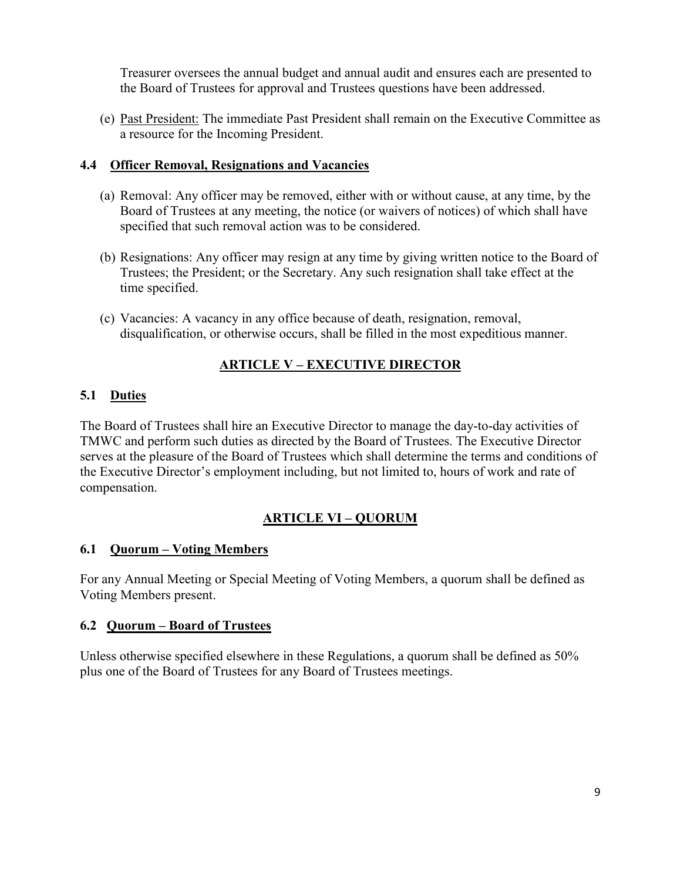Treasurer oversees the annual budget and annual audit and ensures each are presented to the Board of Trustees for approval and Trustees questions have been addressed.

(e) Past President: The immediate Past President shall remain on the Executive Committee as a resource for the Incoming President.

### 4.4 Officer Removal, Resignations and Vacancies

(a) Removal: Any officer may be removed, either with or without cause, at any time, by the Board of Trustees at any meeting, the notice (or waivers of notices) of which shall have specified that such removal action was to be considered.

(b) Resignations: Any officer may resign at any time by giving written notice to the Board of Trustees; the President; or the Secretary. Any such resignation shall take effect at the time specified.

(c) Vacancies: A vacancy in any office because of death, resignation, removal, disqualification, or otherwise occurs, shall be filled in the most expeditious manner.

## ARTICLE V – EXECUTIVE DIRECTOR

### 5.1 Duties

The Board of Trustees shall hire an Executive Director to manage the day-to-day activities of TMWC and perform such duties as directed by the Board of Trustees. The Executive Director serves at the pleasure of the Board of Trustees which shall determine the terms and conditions of the Executive Director's employment including, but not limited to, hours of work and rate of compensation.

## ARTICLE VI – QUORUM

### 6.1 Quorum – Voting Members

For any Annual Meeting or Special Meeting of Voting Members, a quorum shall be defined as Voting Members present.

### 6.2 Quorum – Board of Trustees

Unless otherwise specified elsewhere in these Regulations, a quorum shall be defined as 50% plus one of the Board of Trustees for any Board of Trustees meetings.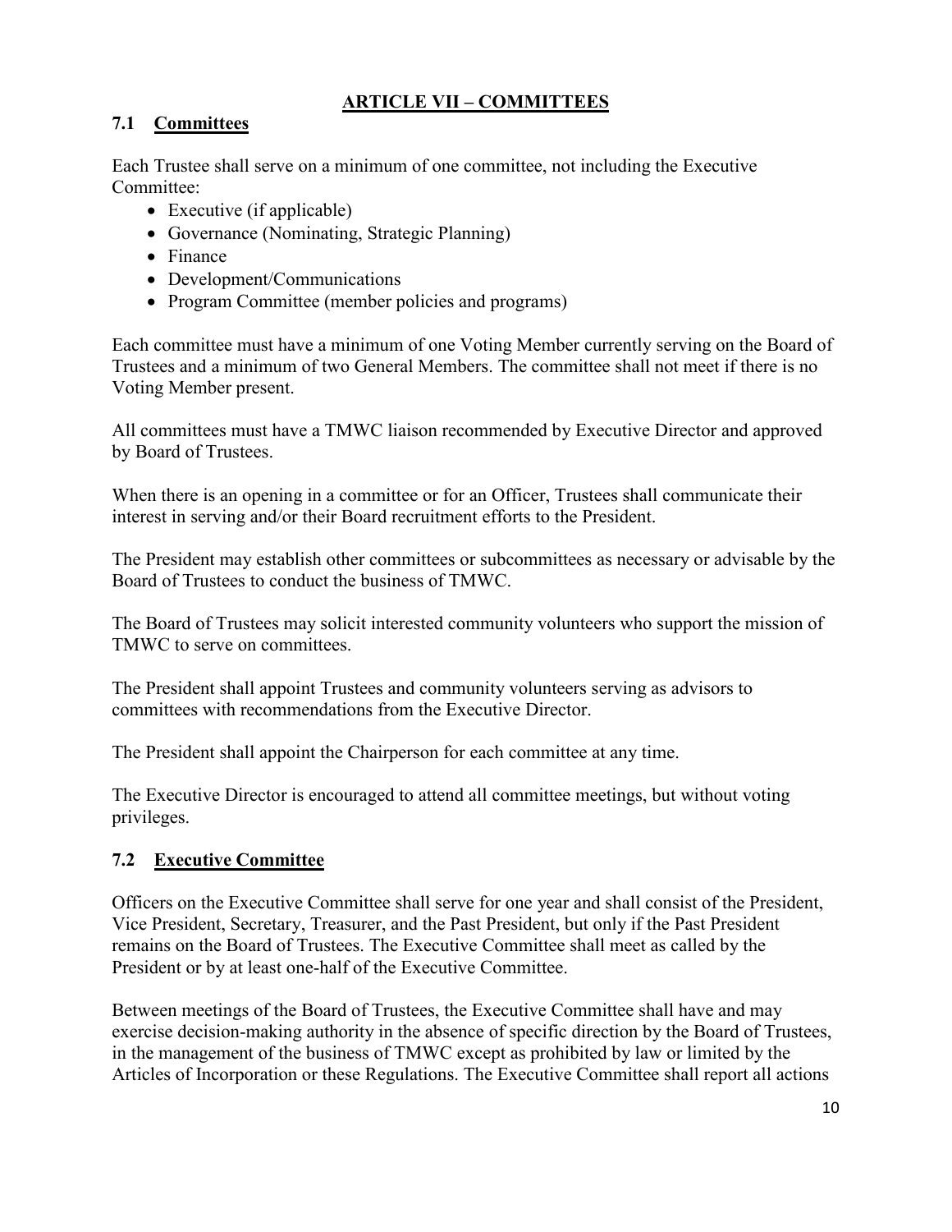## ARTICLE VII – COMMITTEES

### 7.1 Committees

Each Trustee shall serve on a minimum of one committee, not including the Executive Committee:

- Executive (if applicable)
- Governance (Nominating, Strategic Planning)
- Finance
- Development/Communications
- Program Committee (member policies and programs)

Each committee must have a minimum of one Voting Member currently serving on the Board of Trustees and a minimum of two General Members. The committee shall not meet if there is no Voting Member present.

All committees must have a TMWC liaison recommended by Executive Director and approved by Board of Trustees.

When there is an opening in a committee or for an Officer, Trustees shall communicate their interest in serving and/or their Board recruitment efforts to the President.

The President may establish other committees or subcommittees as necessary or advisable by the Board of Trustees to conduct the business of TMWC.

The Board of Trustees may solicit interested community volunteers who support the mission of TMWC to serve on committees.

The President shall appoint Trustees and community volunteers serving as advisors to committees with recommendations from the Executive Director.

The President shall appoint the Chairperson for each committee at any time.

The Executive Director is encouraged to attend all committee meetings, but without voting privileges.

### 7.2 Executive Committee

Officers on the Executive Committee shall serve for one year and shall consist of the President, Vice President, Secretary, Treasurer, and the Past President, but only if the Past President remains on the Board of Trustees. The Executive Committee shall meet as called by the President or by at least one-half of the Executive Committee.

Between meetings of the Board of Trustees, the Executive Committee shall have and may exercise decision-making authority in the absence of specific direction by the Board of Trustees, in the management of the business of TMWC except as prohibited by law or limited by the Articles of Incorporation or these Regulations. The Executive Committee shall report all actions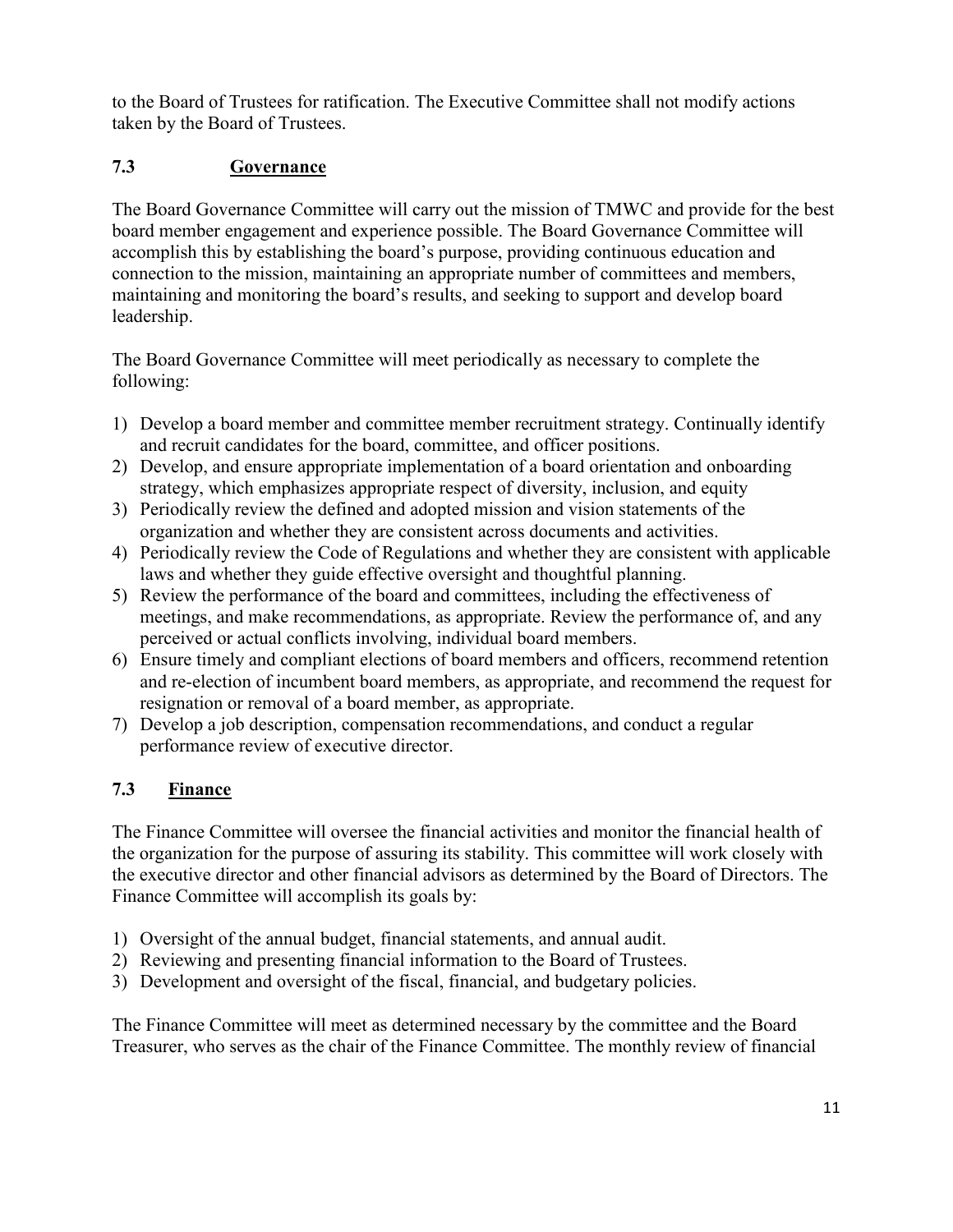to the Board of Trustees for ratification. The Executive Committee shall not modify actions taken by the Board of Trustees.

### 7.3 Governance

The Board Governance Committee will carry out the mission of TMWC and provide for the best board member engagement and experience possible. The Board Governance Committee will accomplish this by establishing the board's purpose, providing continuous education and connection to the mission, maintaining an appropriate number of committees and members, maintaining and monitoring the board's results, and seeking to support and develop board leadership.

The Board Governance Committee will meet periodically as necessary to complete the following:

1) Develop a board member and committee member recruitment strategy. Continually identify and recruit candidates for the board, committee, and officer positions.
2) Develop, and ensure appropriate implementation of a board orientation and onboarding strategy, which emphasizes appropriate respect of diversity, inclusion, and equity
3) Periodically review the defined and adopted mission and vision statements of the organization and whether they are consistent across documents and activities.
4) Periodically review the Code of Regulations and whether they are consistent with applicable laws and whether they guide effective oversight and thoughtful planning.
5) Review the performance of the board and committees, including the effectiveness of meetings, and make recommendations, as appropriate. Review the performance of, and any perceived or actual conflicts involving, individual board members.
6) Ensure timely and compliant elections of board members and officers, recommend retention and re-election of incumbent board members, as appropriate, and recommend the request for resignation or removal of a board member, as appropriate.
7) Develop a job description, compensation recommendations, and conduct a regular performance review of executive director.

### 7.3 Finance

The Finance Committee will oversee the financial activities and monitor the financial health of the organization for the purpose of assuring its stability. This committee will work closely with the executive director and other financial advisors as determined by the Board of Directors. The Finance Committee will accomplish its goals by:

1) Oversight of the annual budget, financial statements, and annual audit.
2) Reviewing and presenting financial information to the Board of Trustees.
3) Development and oversight of the fiscal, financial, and budgetary policies.

The Finance Committee will meet as determined necessary by the committee and the Board Treasurer, who serves as the chair of the Finance Committee. The monthly review of financial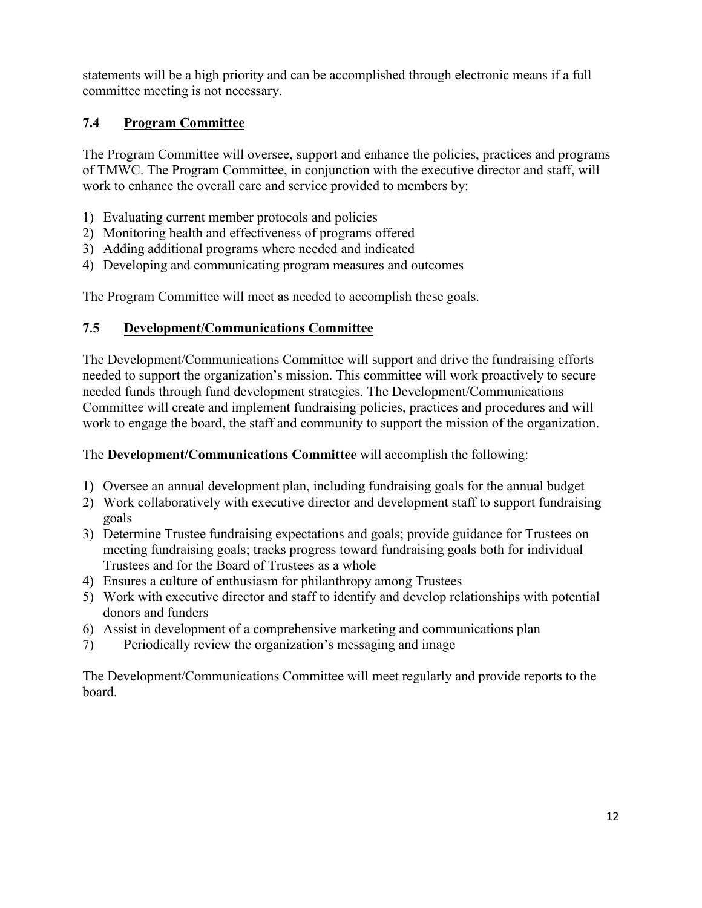statements will be a high priority and can be accomplished through electronic means if a full committee meeting is not necessary.

### 7.4 Program Committee

The Program Committee will oversee, support and enhance the policies, practices and programs of TMWC. The Program Committee, in conjunction with the executive director and staff, will work to enhance the overall care and service provided to members by:

1) Evaluating current member protocols and policies
2) Monitoring health and effectiveness of programs offered
3) Adding additional programs where needed and indicated
4) Developing and communicating program measures and outcomes

The Program Committee will meet as needed to accomplish these goals.

### 7.5 Development/Communications Committee

The Development/Communications Committee will support and drive the fundraising efforts needed to support the organization's mission. This committee will work proactively to secure needed funds through fund development strategies. The Development/Communications Committee will create and implement fundraising policies, practices and procedures and will work to engage the board, the staff and community to support the mission of the organization.

The **Development/Communications Committee** will accomplish the following:

1) Oversee an annual development plan, including fundraising goals for the annual budget
2) Work collaboratively with executive director and development staff to support fundraising goals
3) Determine Trustee fundraising expectations and goals; provide guidance for Trustees on meeting fundraising goals; tracks progress toward fundraising goals both for individual Trustees and for the Board of Trustees as a whole
4) Ensures a culture of enthusiasm for philanthropy among Trustees
5) Work with executive director and staff to identify and develop relationships with potential donors and funders
6) Assist in development of a comprehensive marketing and communications plan
7) Periodically review the organization's messaging and image

The Development/Communications Committee will meet regularly and provide reports to the board.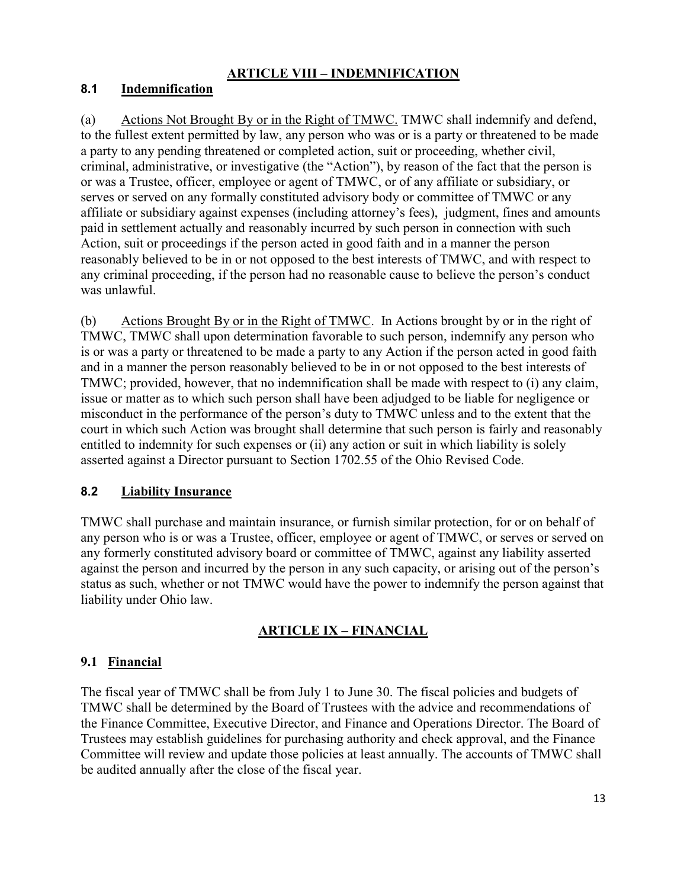## ARTICLE VIII – INDEMNIFICATION

### 8.1 Indemnification

(a) Actions Not Brought By or in the Right of TMWC. TMWC shall indemnify and defend, to the fullest extent permitted by law, any person who was or is a party or threatened to be made a party to any pending threatened or completed action, suit or proceeding, whether civil, criminal, administrative, or investigative (the "Action"), by reason of the fact that the person is or was a Trustee, officer, employee or agent of TMWC, or of any affiliate or subsidiary, or serves or served on any formally constituted advisory body or committee of TMWC or any affiliate or subsidiary against expenses (including attorney's fees), judgment, fines and amounts paid in settlement actually and reasonably incurred by such person in connection with such Action, suit or proceedings if the person acted in good faith and in a manner the person reasonably believed to be in or not opposed to the best interests of TMWC, and with respect to any criminal proceeding, if the person had no reasonable cause to believe the person's conduct was unlawful.

(b) Actions Brought By or in the Right of TMWC. In Actions brought by or in the right of TMWC, TMWC shall upon determination favorable to such person, indemnify any person who is or was a party or threatened to be made a party to any Action if the person acted in good faith and in a manner the person reasonably believed to be in or not opposed to the best interests of TMWC; provided, however, that no indemnification shall be made with respect to (i) any claim, issue or matter as to which such person shall have been adjudged to be liable for negligence or misconduct in the performance of the person's duty to TMWC unless and to the extent that the court in which such Action was brought shall determine that such person is fairly and reasonably entitled to indemnity for such expenses or (ii) any action or suit in which liability is solely asserted against a Director pursuant to Section 1702.55 of the Ohio Revised Code.

### 8.2 Liability Insurance

TMWC shall purchase and maintain insurance, or furnish similar protection, for or on behalf of any person who is or was a Trustee, officer, employee or agent of TMWC, or serves or served on any formerly constituted advisory board or committee of TMWC, against any liability asserted against the person and incurred by the person in any such capacity, or arising out of the person's status as such, whether or not TMWC would have the power to indemnify the person against that liability under Ohio law.

## ARTICLE IX – FINANCIAL

### 9.1 Financial

The fiscal year of TMWC shall be from July 1 to June 30. The fiscal policies and budgets of TMWC shall be determined by the Board of Trustees with the advice and recommendations of the Finance Committee, Executive Director, and Finance and Operations Director. The Board of Trustees may establish guidelines for purchasing authority and check approval, and the Finance Committee will review and update those policies at least annually. The accounts of TMWC shall be audited annually after the close of the fiscal year.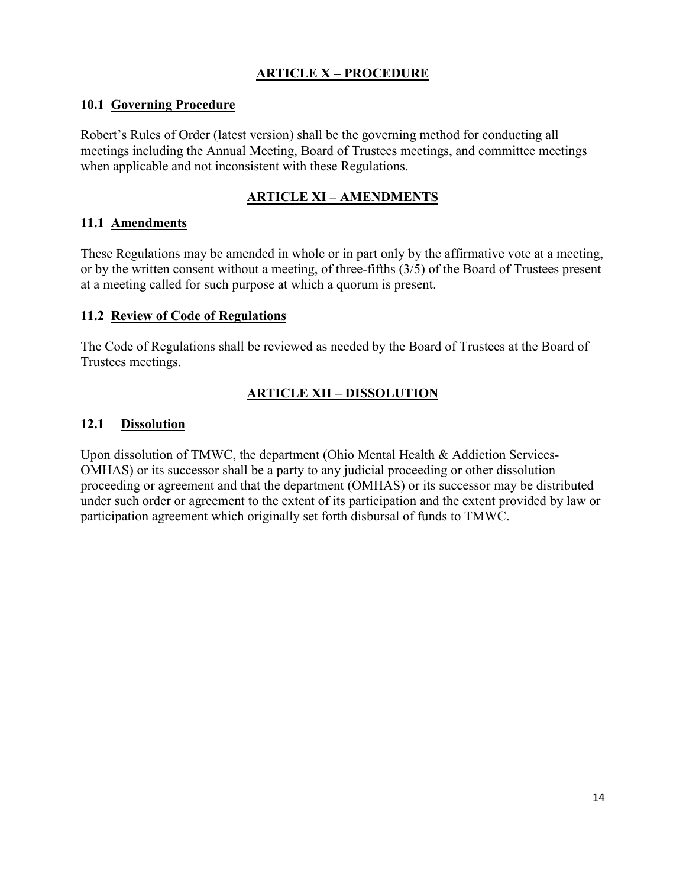## ARTICLE X – PROCEDURE

### 10.1 Governing Procedure

Robert's Rules of Order (latest version) shall be the governing method for conducting all meetings including the Annual Meeting, Board of Trustees meetings, and committee meetings when applicable and not inconsistent with these Regulations.

## ARTICLE XI – AMENDMENTS

### 11.1 Amendments

These Regulations may be amended in whole or in part only by the affirmative vote at a meeting, or by the written consent without a meeting, of three-fifths (3/5) of the Board of Trustees present at a meeting called for such purpose at which a quorum is present.

### 11.2 Review of Code of Regulations

The Code of Regulations shall be reviewed as needed by the Board of Trustees at the Board of Trustees meetings.

## ARTICLE XII – DISSOLUTION

### 12.1 Dissolution

Upon dissolution of TMWC, the department (Ohio Mental Health & Addiction Services-OMHAS) or its successor shall be a party to any judicial proceeding or other dissolution proceeding or agreement and that the department (OMHAS) or its successor may be distributed under such order or agreement to the extent of its participation and the extent provided by law or participation agreement which originally set forth disbursal of funds to TMWC.